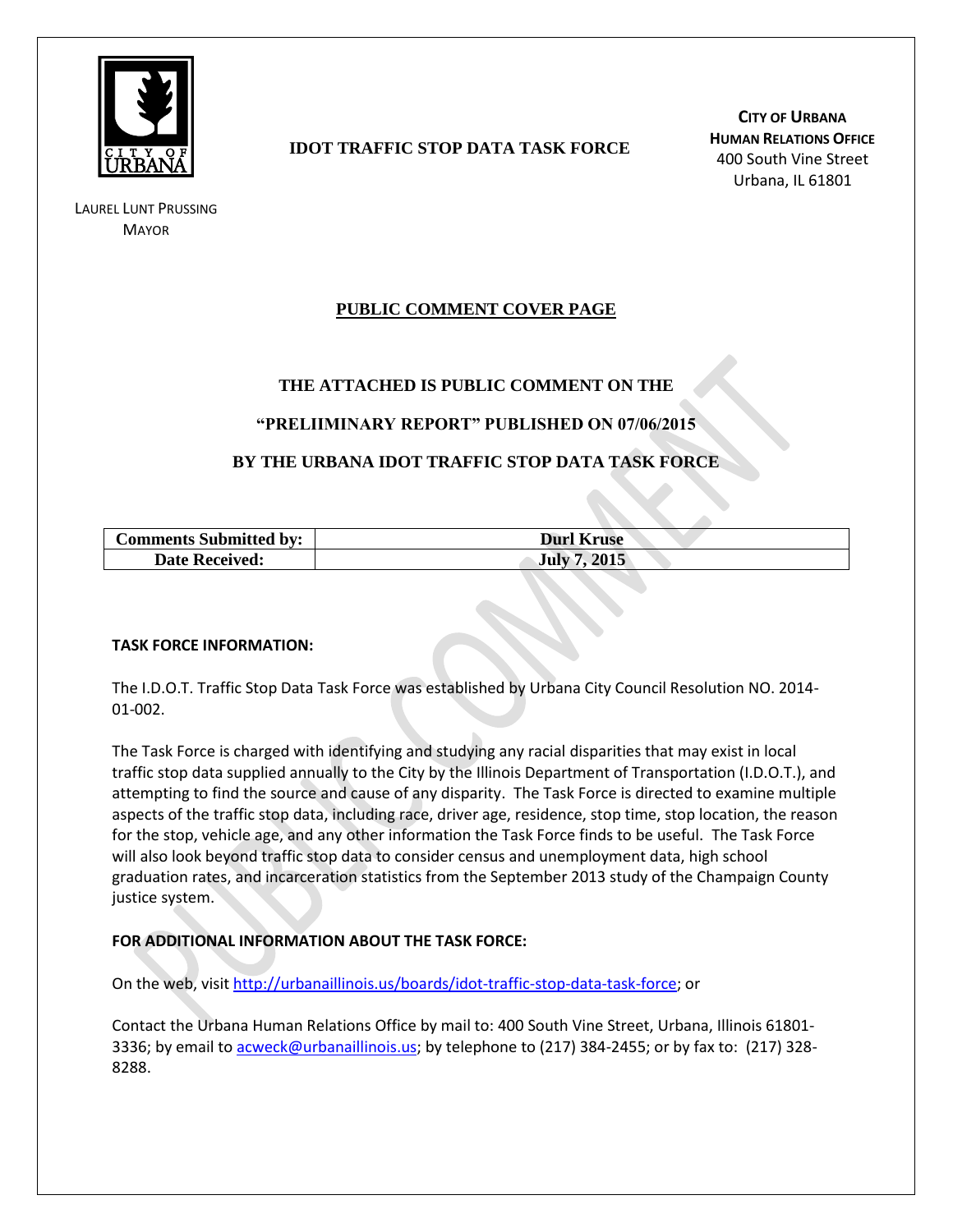CITY OF URBANA

LAUREL LUNT PRUSSING
MAYOR

**IDOT TRAFFIC STOP DATA TASK FORCE**

**CITY OF URBANA**
**HUMAN RELATIONS OFFICE**
400 South Vine Street
Urbana, IL 61801

## PUBLIC COMMENT COVER PAGE

**THE ATTACHED IS PUBLIC COMMENT ON THE**

**"PRELIIMINARY REPORT" PUBLISHED ON 07/06/2015**

**BY THE URBANA IDOT TRAFFIC STOP DATA TASK FORCE**

| **Comments Submitted by:** | **Durl Kruse** |
|---|---|
| **Date Received:** | **July 7, 2015** |

**TASK FORCE INFORMATION:**

The I.D.O.T. Traffic Stop Data Task Force was established by Urbana City Council Resolution NO. 2014-01-002.

The Task Force is charged with identifying and studying any racial disparities that may exist in local traffic stop data supplied annually to the City by the Illinois Department of Transportation (I.D.O.T.), and attempting to find the source and cause of any disparity. The Task Force is directed to examine multiple aspects of the traffic stop data, including race, driver age, residence, stop time, stop location, the reason for the stop, vehicle age, and any other information the Task Force finds to be useful. The Task Force will also look beyond traffic stop data to consider census and unemployment data, high school graduation rates, and incarceration statistics from the September 2013 study of the Champaign County justice system.

**FOR ADDITIONAL INFORMATION ABOUT THE TASK FORCE:**

On the web, visit http://urbanaillinois.us/boards/idot-traffic-stop-data-task-force; or

Contact the Urbana Human Relations Office by mail to: 400 South Vine Street, Urbana, Illinois 61801-3336; by email to acweck@urbanaillinois.us; by telephone to (217) 384-2455; or by fax to: (217) 328-8288.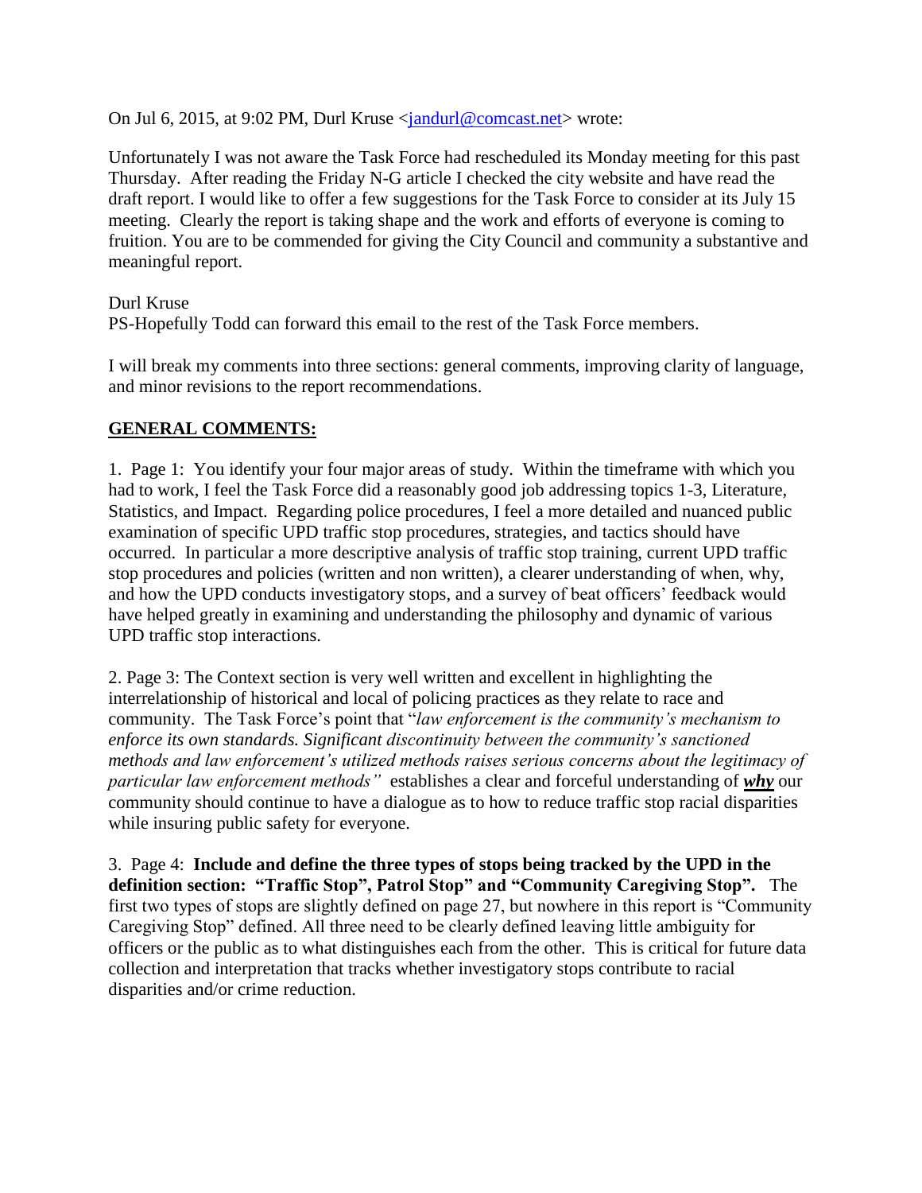On Jul 6, 2015, at 9:02 PM, Durl Kruse <jandurl@comcast.net> wrote:

Unfortunately I was not aware the Task Force had rescheduled its Monday meeting for this past Thursday. After reading the Friday N-G article I checked the city website and have read the draft report. I would like to offer a few suggestions for the Task Force to consider at its July 15 meeting. Clearly the report is taking shape and the work and efforts of everyone is coming to fruition. You are to be commended for giving the City Council and community a substantive and meaningful report.

Durl Kruse
PS-Hopefully Todd can forward this email to the rest of the Task Force members.

I will break my comments into three sections: general comments, improving clarity of language, and minor revisions to the report recommendations.

**GENERAL COMMENTS:**

1. Page 1: You identify your four major areas of study. Within the timeframe with which you had to work, I feel the Task Force did a reasonably good job addressing topics 1-3, Literature, Statistics, and Impact. Regarding police procedures, I feel a more detailed and nuanced public examination of specific UPD traffic stop procedures, strategies, and tactics should have occurred. In particular a more descriptive analysis of traffic stop training, current UPD traffic stop procedures and policies (written and non written), a clearer understanding of when, why, and how the UPD conducts investigatory stops, and a survey of beat officers' feedback would have helped greatly in examining and understanding the philosophy and dynamic of various UPD traffic stop interactions.

2. Page 3: The Context section is very well written and excellent in highlighting the interrelationship of historical and local of policing practices as they relate to race and community. The Task Force's point that "*law enforcement is the community's mechanism to enforce its own standards. Significant discontinuity between the community's sanctioned methods and law enforcement's utilized methods raises serious concerns about the legitimacy of particular law enforcement methods"* establishes a clear and forceful understanding of ***why*** our community should continue to have a dialogue as to how to reduce traffic stop racial disparities while insuring public safety for everyone.

3. Page 4: **Include and define the three types of stops being tracked by the UPD in the definition section: "Traffic Stop", Patrol Stop" and "Community Caregiving Stop".** The first two types of stops are slightly defined on page 27, but nowhere in this report is "Community Caregiving Stop" defined. All three need to be clearly defined leaving little ambiguity for officers or the public as to what distinguishes each from the other. This is critical for future data collection and interpretation that tracks whether investigatory stops contribute to racial disparities and/or crime reduction.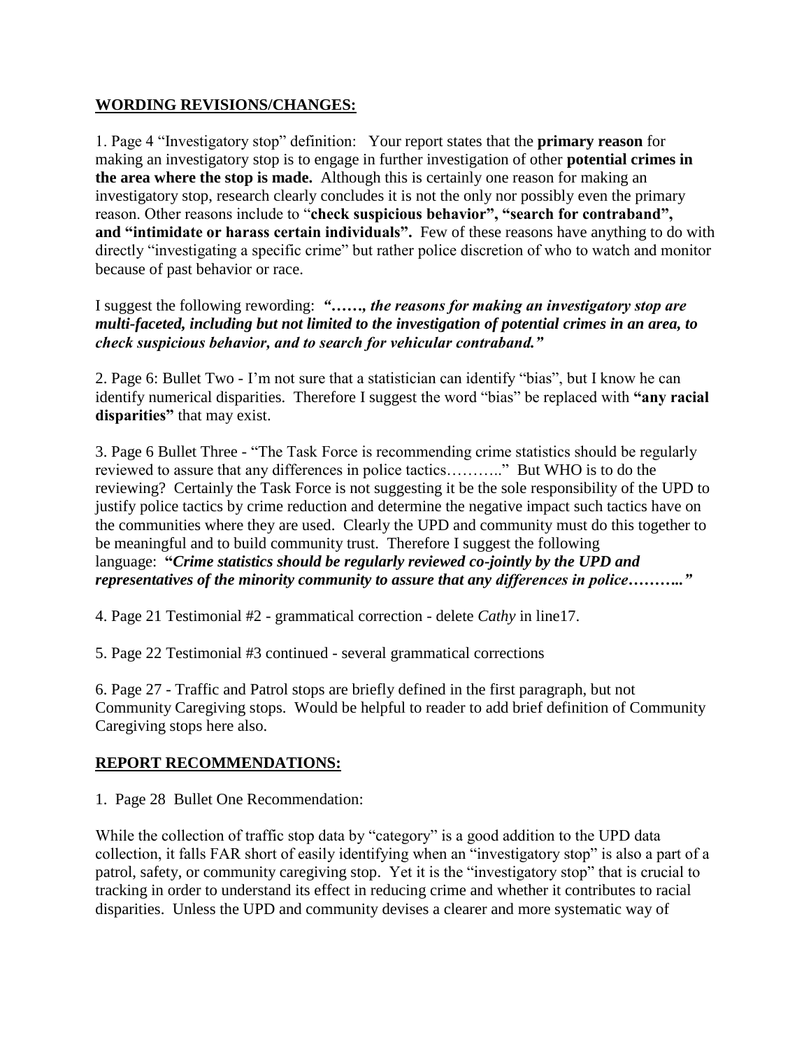## WORDING REVISIONS/CHANGES:

1. Page 4 "Investigatory stop" definition: Your report states that the **primary reason** for making an investigatory stop is to engage in further investigation of other **potential crimes in the area where the stop is made.** Although this is certainly one reason for making an investigatory stop, research clearly concludes it is not the only nor possibly even the primary reason. Other reasons include to "**check suspicious behavior", "search for contraband", and "intimidate or harass certain individuals".** Few of these reasons have anything to do with directly "investigating a specific crime" but rather police discretion of who to watch and monitor because of past behavior or race.

I suggest the following rewording: ***"……, the reasons for making an investigatory stop are multi-faceted, including but not limited to the investigation of potential crimes in an area, to check suspicious behavior, and to search for vehicular contraband."***

2. Page 6: Bullet Two - I'm not sure that a statistician can identify "bias", but I know he can identify numerical disparities. Therefore I suggest the word "bias" be replaced with **"any racial disparities"** that may exist.

3. Page 6 Bullet Three - "The Task Force is recommending crime statistics should be regularly reviewed to assure that any differences in police tactics……….." But WHO is to do the reviewing? Certainly the Task Force is not suggesting it be the sole responsibility of the UPD to justify police tactics by crime reduction and determine the negative impact such tactics have on the communities where they are used. Clearly the UPD and community must do this together to be meaningful and to build community trust. Therefore I suggest the following language: ***"Crime statistics should be regularly reviewed co-jointly by the UPD and representatives of the minority community to assure that any differences in police……….."***

4. Page 21 Testimonial #2 - grammatical correction - delete *Cathy* in line17.

5. Page 22 Testimonial #3 continued - several grammatical corrections

6. Page 27 - Traffic and Patrol stops are briefly defined in the first paragraph, but not Community Caregiving stops. Would be helpful to reader to add brief definition of Community Caregiving stops here also.

## REPORT RECOMMENDATIONS:

1. Page 28 Bullet One Recommendation:

While the collection of traffic stop data by "category" is a good addition to the UPD data collection, it falls FAR short of easily identifying when an "investigatory stop" is also a part of a patrol, safety, or community caregiving stop. Yet it is the "investigatory stop" that is crucial to tracking in order to understand its effect in reducing crime and whether it contributes to racial disparities. Unless the UPD and community devises a clearer and more systematic way of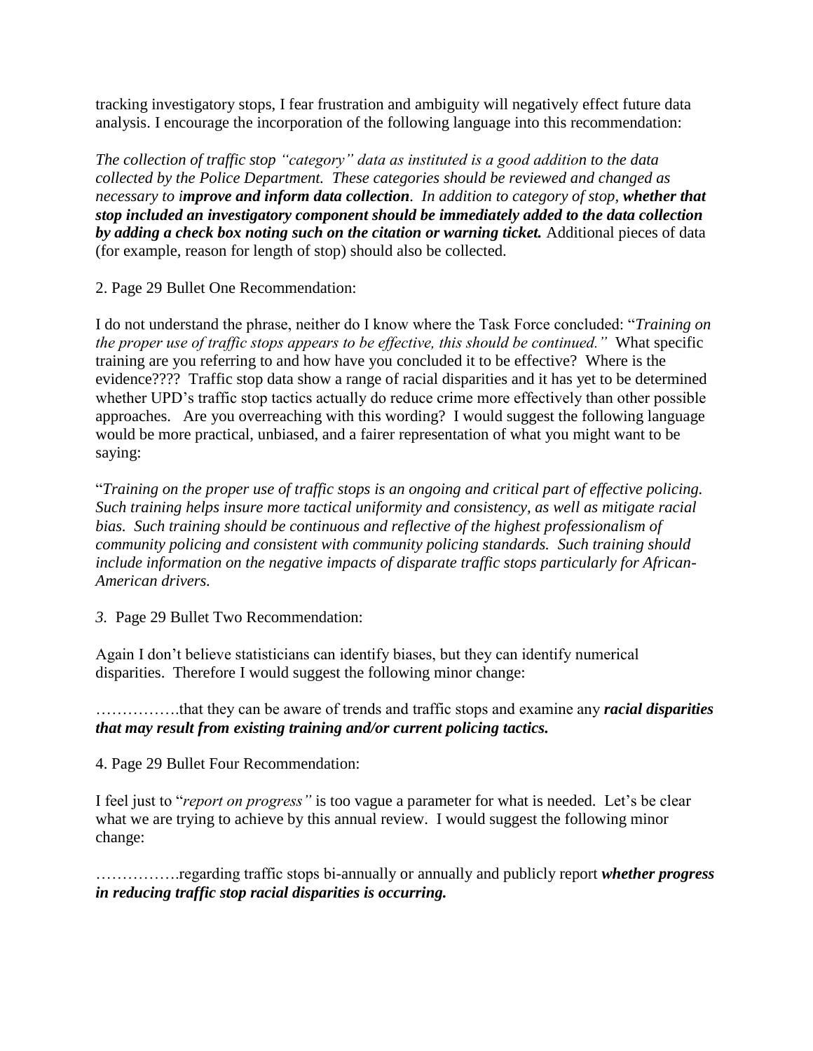tracking investigatory stops, I fear frustration and ambiguity will negatively effect future data analysis. I encourage the incorporation of the following language into this recommendation:

*The collection of traffic stop "category" data as instituted is a good addition to the data collected by the Police Department. These categories should be reviewed and changed as necessary to i**mprove and inform data collection**. In addition to category of stop, **whether that stop included an investigatory component should be immediately added to the data collection by adding a check box noting such on the citation or warning ticket.*** Additional pieces of data (for example, reason for length of stop) should also be collected.

2. Page 29 Bullet One Recommendation:

I do not understand the phrase, neither do I know where the Task Force concluded: "*Training on the proper use of traffic stops appears to be effective, this should be continued.*" What specific training are you referring to and how have you concluded it to be effective? Where is the evidence???? Traffic stop data show a range of racial disparities and it has yet to be determined whether UPD's traffic stop tactics actually do reduce crime more effectively than other possible approaches. Are you overreaching with this wording? I would suggest the following language would be more practical, unbiased, and a fairer representation of what you might want to be saying:

"*Training on the proper use of traffic stops is an ongoing and critical part of effective policing. Such training helps insure more tactical uniformity and consistency, as well as mitigate racial bias. Such training should be continuous and reflective of the highest professionalism of community policing and consistent with community policing standards. Such training should include information on the negative impacts of disparate traffic stops particularly for African-American drivers.*

*3.* Page 29 Bullet Two Recommendation:

Again I don't believe statisticians can identify biases, but they can identify numerical disparities. Therefore I would suggest the following minor change:

…………….that they can be aware of trends and traffic stops and examine any ***racial disparities that may result from existing training and/or current policing tactics.***

4. Page 29 Bullet Four Recommendation:

I feel just to "*report on progress"* is too vague a parameter for what is needed. Let's be clear what we are trying to achieve by this annual review. I would suggest the following minor change:

…………….regarding traffic stops bi-annually or annually and publicly report ***whether progress in reducing traffic stop racial disparities is occurring.***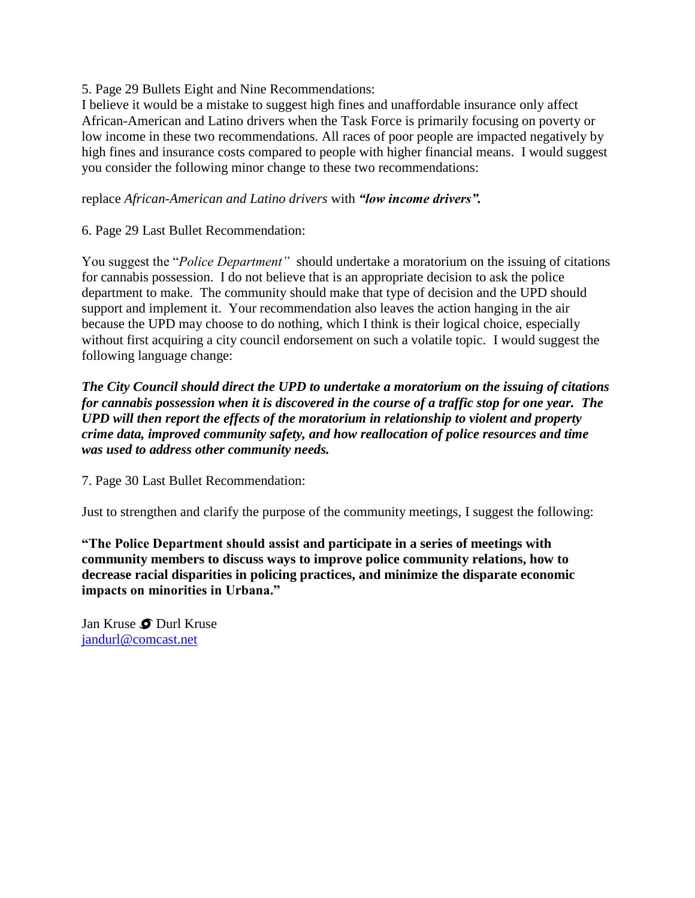5. Page 29 Bullets Eight and Nine Recommendations:
I believe it would be a mistake to suggest high fines and unaffordable insurance only affect African-American and Latino drivers when the Task Force is primarily focusing on poverty or low income in these two recommendations. All races of poor people are impacted negatively by high fines and insurance costs compared to people with higher financial means. I would suggest you consider the following minor change to these two recommendations:

replace *African-American and Latino drivers* with ***"low income drivers".***

6. Page 29 Last Bullet Recommendation:

You suggest the "*Police Department"* should undertake a moratorium on the issuing of citations for cannabis possession. I do not believe that is an appropriate decision to ask the police department to make. The community should make that type of decision and the UPD should support and implement it. Your recommendation also leaves the action hanging in the air because the UPD may choose to do nothing, which I think is their logical choice, especially without first acquiring a city council endorsement on such a volatile topic. I would suggest the following language change:

***The City Council should direct the UPD to undertake a moratorium on the issuing of citations for cannabis possession when it is discovered in the course of a traffic stop for one year. The UPD will then report the effects of the moratorium in relationship to violent and property crime data, improved community safety, and how reallocation of police resources and time was used to address other community needs.***

7. Page 30 Last Bullet Recommendation:

Just to strengthen and clarify the purpose of the community meetings, I suggest the following:

**"The Police Department should assist and participate in a series of meetings with community members to discuss ways to improve police community relations, how to decrease racial disparities in policing practices, and minimize the disparate economic impacts on minorities in Urbana."**

Jan Kruse ☮ Durl Kruse
jandurl@comcast.net